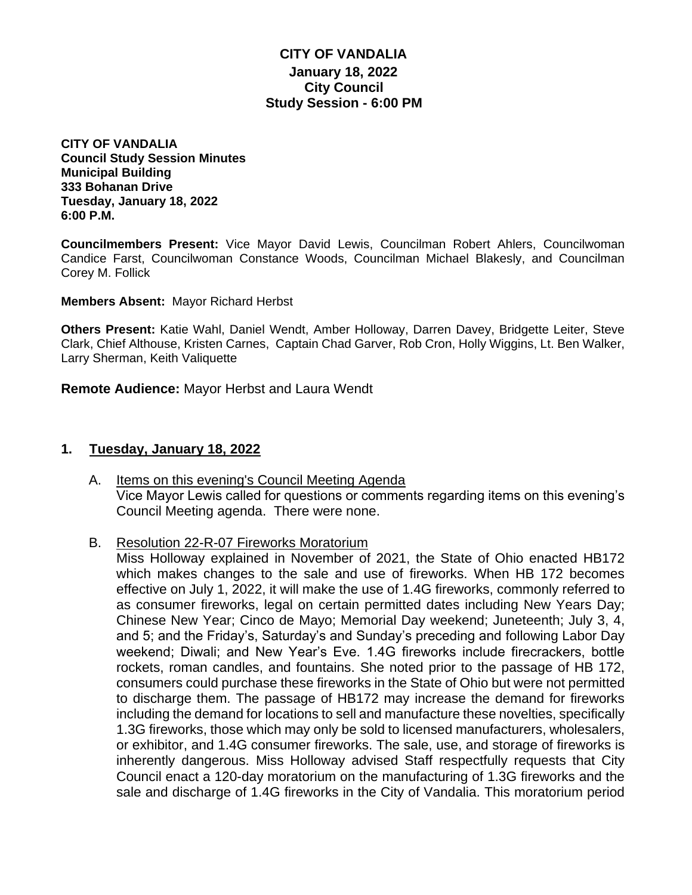# CITY OF VANDALIA
## January 18, 2022
## City Council
## Study Session - 6:00 PM

**CITY OF VANDALIA**
**Council Study Session Minutes**
**Municipal Building**
**333 Bohanan Drive**
**Tuesday, January 18, 2022**
**6:00 P.M.**

**Councilmembers Present:** Vice Mayor David Lewis, Councilman Robert Ahlers, Councilwoman Candice Farst, Councilwoman Constance Woods, Councilman Michael Blakesly, and Councilman Corey M. Follick

**Members Absent:** Mayor Richard Herbst

**Others Present:** Katie Wahl, Daniel Wendt, Amber Holloway, Darren Davey, Bridgette Leiter, Steve Clark, Chief Althouse, Kristen Carnes, Captain Chad Garver, Rob Cron, Holly Wiggins, Lt. Ben Walker, Larry Sherman, Keith Valiquette

**Remote Audience:** Mayor Herbst and Laura Wendt

## 1. Tuesday, January 18, 2022

A. Items on this evening's Council Meeting Agenda
Vice Mayor Lewis called for questions or comments regarding items on this evening's Council Meeting agenda. There were none.

B. Resolution 22-R-07 Fireworks Moratorium
Miss Holloway explained in November of 2021, the State of Ohio enacted HB172 which makes changes to the sale and use of fireworks. When HB 172 becomes effective on July 1, 2022, it will make the use of 1.4G fireworks, commonly referred to as consumer fireworks, legal on certain permitted dates including New Years Day; Chinese New Year; Cinco de Mayo; Memorial Day weekend; Juneteenth; July 3, 4, and 5; and the Friday's, Saturday's and Sunday's preceding and following Labor Day weekend; Diwali; and New Year's Eve. 1.4G fireworks include firecrackers, bottle rockets, roman candles, and fountains. She noted prior to the passage of HB 172, consumers could purchase these fireworks in the State of Ohio but were not permitted to discharge them. The passage of HB172 may increase the demand for fireworks including the demand for locations to sell and manufacture these novelties, specifically 1.3G fireworks, those which may only be sold to licensed manufacturers, wholesalers, or exhibitor, and 1.4G consumer fireworks. The sale, use, and storage of fireworks is inherently dangerous. Miss Holloway advised Staff respectfully requests that City Council enact a 120-day moratorium on the manufacturing of 1.3G fireworks and the sale and discharge of 1.4G fireworks in the City of Vandalia. This moratorium period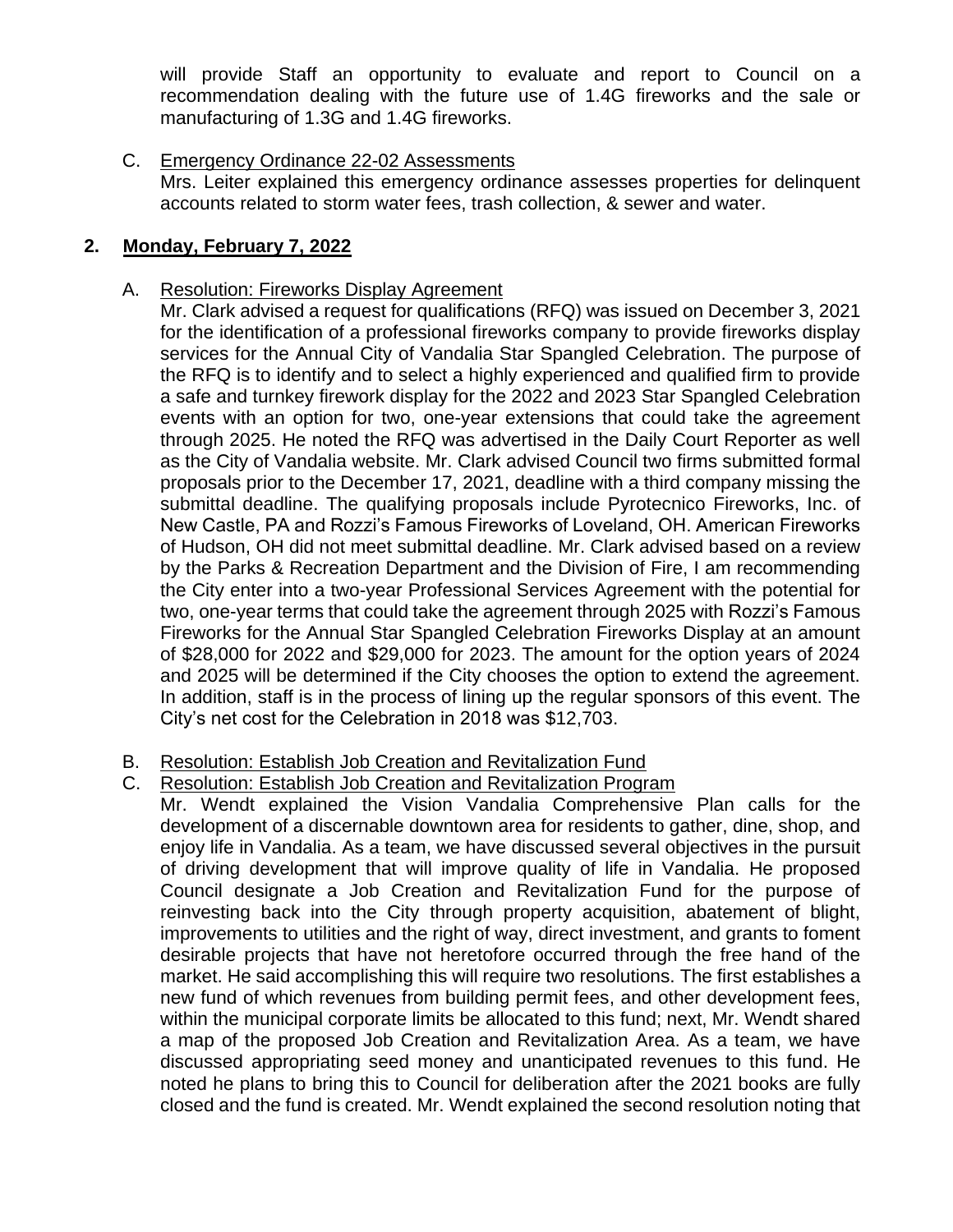will provide Staff an opportunity to evaluate and report to Council on a recommendation dealing with the future use of 1.4G fireworks and the sale or manufacturing of 1.3G and 1.4G fireworks.

C. Emergency Ordinance 22-02 Assessments
Mrs. Leiter explained this emergency ordinance assesses properties for delinquent accounts related to storm water fees, trash collection, & sewer and water.

## 2. Monday, February 7, 2022

A. Resolution: Fireworks Display Agreement
Mr. Clark advised a request for qualifications (RFQ) was issued on December 3, 2021 for the identification of a professional fireworks company to provide fireworks display services for the Annual City of Vandalia Star Spangled Celebration. The purpose of the RFQ is to identify and to select a highly experienced and qualified firm to provide a safe and turnkey firework display for the 2022 and 2023 Star Spangled Celebration events with an option for two, one-year extensions that could take the agreement through 2025. He noted the RFQ was advertised in the Daily Court Reporter as well as the City of Vandalia website. Mr. Clark advised Council two firms submitted formal proposals prior to the December 17, 2021, deadline with a third company missing the submittal deadline. The qualifying proposals include Pyrotecnico Fireworks, Inc. of New Castle, PA and Rozzi's Famous Fireworks of Loveland, OH. American Fireworks of Hudson, OH did not meet submittal deadline. Mr. Clark advised based on a review by the Parks & Recreation Department and the Division of Fire, I am recommending the City enter into a two-year Professional Services Agreement with the potential for two, one-year terms that could take the agreement through 2025 with Rozzi's Famous Fireworks for the Annual Star Spangled Celebration Fireworks Display at an amount of $28,000 for 2022 and $29,000 for 2023. The amount for the option years of 2024 and 2025 will be determined if the City chooses the option to extend the agreement. In addition, staff is in the process of lining up the regular sponsors of this event. The City's net cost for the Celebration in 2018 was $12,703.

B. Resolution: Establish Job Creation and Revitalization Fund

C. Resolution: Establish Job Creation and Revitalization Program
Mr. Wendt explained the Vision Vandalia Comprehensive Plan calls for the development of a discernable downtown area for residents to gather, dine, shop, and enjoy life in Vandalia. As a team, we have discussed several objectives in the pursuit of driving development that will improve quality of life in Vandalia. He proposed Council designate a Job Creation and Revitalization Fund for the purpose of reinvesting back into the City through property acquisition, abatement of blight, improvements to utilities and the right of way, direct investment, and grants to foment desirable projects that have not heretofore occurred through the free hand of the market. He said accomplishing this will require two resolutions. The first establishes a new fund of which revenues from building permit fees, and other development fees, within the municipal corporate limits be allocated to this fund; next, Mr. Wendt shared a map of the proposed Job Creation and Revitalization Area. As a team, we have discussed appropriating seed money and unanticipated revenues to this fund. He noted he plans to bring this to Council for deliberation after the 2021 books are fully closed and the fund is created. Mr. Wendt explained the second resolution noting that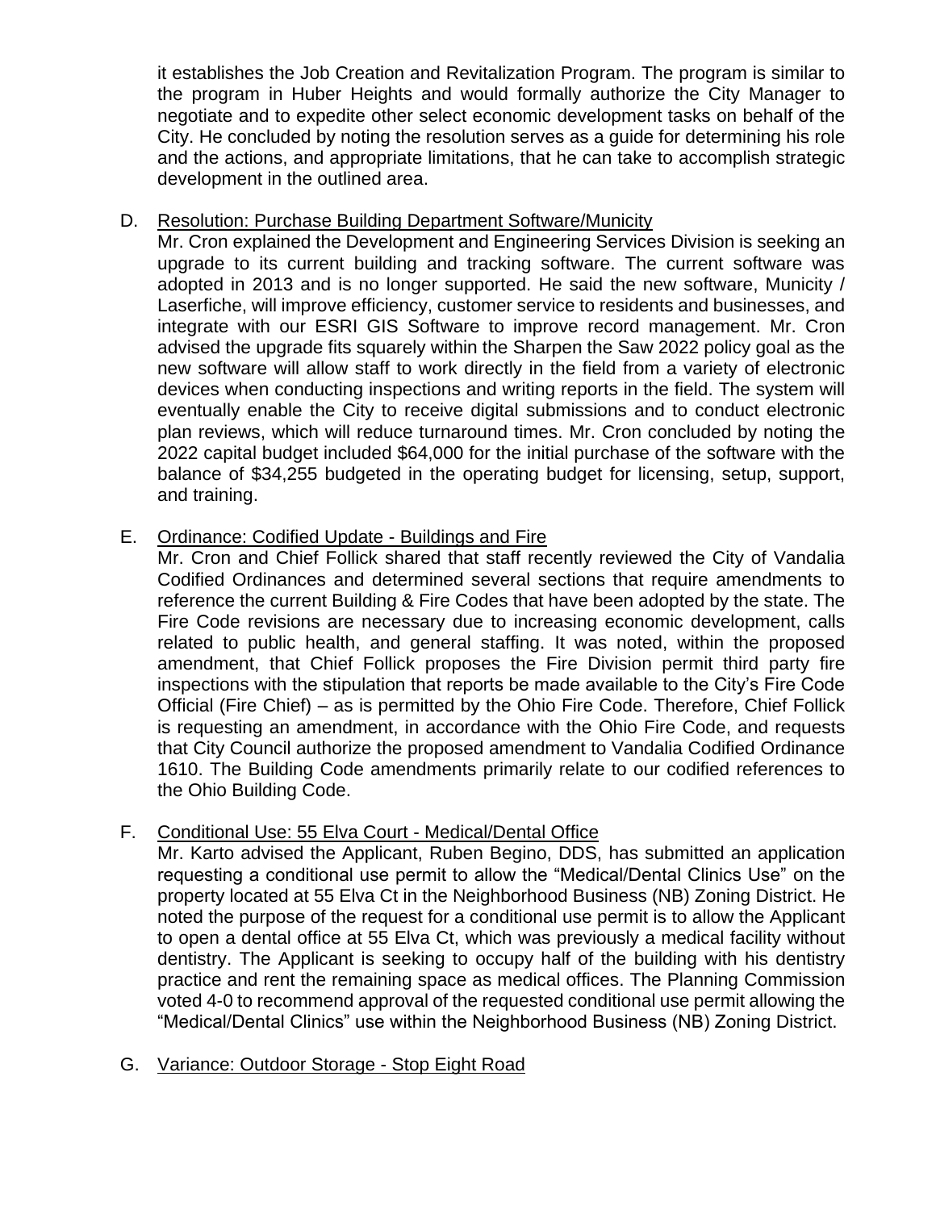it establishes the Job Creation and Revitalization Program. The program is similar to the program in Huber Heights and would formally authorize the City Manager to negotiate and to expedite other select economic development tasks on behalf of the City. He concluded by noting the resolution serves as a guide for determining his role and the actions, and appropriate limitations, that he can take to accomplish strategic development in the outlined area.

D. Resolution: Purchase Building Department Software/Municity

Mr. Cron explained the Development and Engineering Services Division is seeking an upgrade to its current building and tracking software. The current software was adopted in 2013 and is no longer supported. He said the new software, Municity / Laserfiche, will improve efficiency, customer service to residents and businesses, and integrate with our ESRI GIS Software to improve record management. Mr. Cron advised the upgrade fits squarely within the Sharpen the Saw 2022 policy goal as the new software will allow staff to work directly in the field from a variety of electronic devices when conducting inspections and writing reports in the field. The system will eventually enable the City to receive digital submissions and to conduct electronic plan reviews, which will reduce turnaround times. Mr. Cron concluded by noting the 2022 capital budget included $64,000 for the initial purchase of the software with the balance of $34,255 budgeted in the operating budget for licensing, setup, support, and training.

E. Ordinance: Codified Update - Buildings and Fire

Mr. Cron and Chief Follick shared that staff recently reviewed the City of Vandalia Codified Ordinances and determined several sections that require amendments to reference the current Building & Fire Codes that have been adopted by the state. The Fire Code revisions are necessary due to increasing economic development, calls related to public health, and general staffing. It was noted, within the proposed amendment, that Chief Follick proposes the Fire Division permit third party fire inspections with the stipulation that reports be made available to the City's Fire Code Official (Fire Chief) – as is permitted by the Ohio Fire Code. Therefore, Chief Follick is requesting an amendment, in accordance with the Ohio Fire Code, and requests that City Council authorize the proposed amendment to Vandalia Codified Ordinance 1610. The Building Code amendments primarily relate to our codified references to the Ohio Building Code.

F. Conditional Use: 55 Elva Court - Medical/Dental Office

Mr. Karto advised the Applicant, Ruben Begino, DDS, has submitted an application requesting a conditional use permit to allow the "Medical/Dental Clinics Use" on the property located at 55 Elva Ct in the Neighborhood Business (NB) Zoning District. He noted the purpose of the request for a conditional use permit is to allow the Applicant to open a dental office at 55 Elva Ct, which was previously a medical facility without dentistry. The Applicant is seeking to occupy half of the building with his dentistry practice and rent the remaining space as medical offices. The Planning Commission voted 4-0 to recommend approval of the requested conditional use permit allowing the "Medical/Dental Clinics" use within the Neighborhood Business (NB) Zoning District.

G. Variance: Outdoor Storage - Stop Eight Road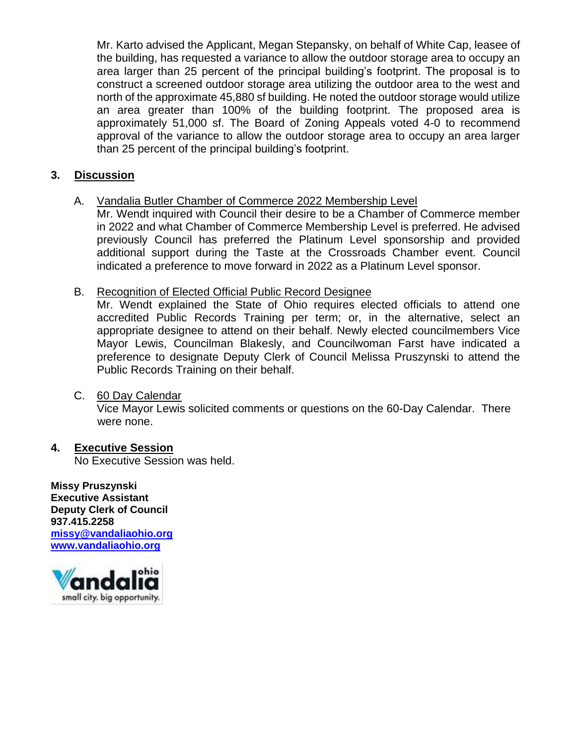Mr. Karto advised the Applicant, Megan Stepansky, on behalf of White Cap, leasee of the building, has requested a variance to allow the outdoor storage area to occupy an area larger than 25 percent of the principal building's footprint. The proposal is to construct a screened outdoor storage area utilizing the outdoor area to the west and north of the approximate 45,880 sf building. He noted the outdoor storage would utilize an area greater than 100% of the building footprint. The proposed area is approximately 51,000 sf. The Board of Zoning Appeals voted 4-0 to recommend approval of the variance to allow the outdoor storage area to occupy an area larger than 25 percent of the principal building's footprint.

## 3. Discussion

A. Vandalia Butler Chamber of Commerce 2022 Membership Level

Mr. Wendt inquired with Council their desire to be a Chamber of Commerce member in 2022 and what Chamber of Commerce Membership Level is preferred. He advised previously Council has preferred the Platinum Level sponsorship and provided additional support during the Taste at the Crossroads Chamber event. Council indicated a preference to move forward in 2022 as a Platinum Level sponsor.

B. Recognition of Elected Official Public Record Designee

Mr. Wendt explained the State of Ohio requires elected officials to attend one accredited Public Records Training per term; or, in the alternative, select an appropriate designee to attend on their behalf. Newly elected councilmembers Vice Mayor Lewis, Councilman Blakesly, and Councilwoman Farst have indicated a preference to designate Deputy Clerk of Council Melissa Pruszynski to attend the Public Records Training on their behalf.

C. 60 Day Calendar

Vice Mayor Lewis solicited comments or questions on the 60-Day Calendar. There were none.

## 4. Executive Session

No Executive Session was held.

**Missy Pruszynski**
**Executive Assistant**
**Deputy Clerk of Council**
**937.415.2258**
**missy@vandaliaohio.org**
**www.vandaliaohio.org**

Vandalia ohio
small city. big opportunity.